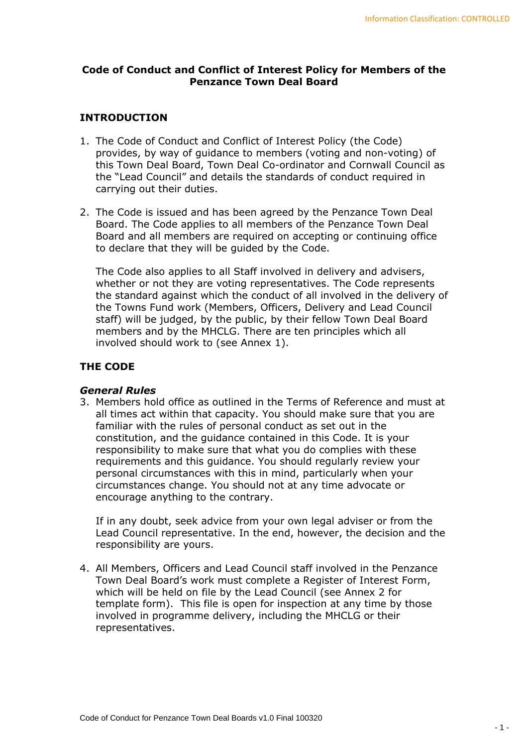# Code of Conduct and Conflict of Interest Policy for Members of the Penzance Town Deal Board

## INTRODUCTION

1. The Code of Conduct and Conflict of Interest Policy (the Code) provides, by way of guidance to members (voting and non-voting) of this Town Deal Board, Town Deal Co-ordinator and Cornwall Council as the "Lead Council" and details the standards of conduct required in carrying out their duties.

2. The Code is issued and has been agreed by the Penzance Town Deal Board. The Code applies to all members of the Penzance Town Deal Board and all members are required on accepting or continuing office to declare that they will be guided by the Code.

   The Code also applies to all Staff involved in delivery and advisers, whether or not they are voting representatives. The Code represents the standard against which the conduct of all involved in the delivery of the Towns Fund work (Members, Officers, Delivery and Lead Council staff) will be judged, by the public, by their fellow Town Deal Board members and by the MHCLG. There are ten principles which all involved should work to (see Annex 1).

## THE CODE

### *General Rules*

3. Members hold office as outlined in the Terms of Reference and must at all times act within that capacity. You should make sure that you are familiar with the rules of personal conduct as set out in the constitution, and the guidance contained in this Code. It is your responsibility to make sure that what you do complies with these requirements and this guidance. You should regularly review your personal circumstances with this in mind, particularly when your circumstances change. You should not at any time advocate or encourage anything to the contrary.

   If in any doubt, seek advice from your own legal adviser or from the Lead Council representative. In the end, however, the decision and the responsibility are yours.

4. All Members, Officers and Lead Council staff involved in the Penzance Town Deal Board's work must complete a Register of Interest Form, which will be held on file by the Lead Council (see Annex 2 for template form). This file is open for inspection at any time by those involved in programme delivery, including the MHCLG or their representatives.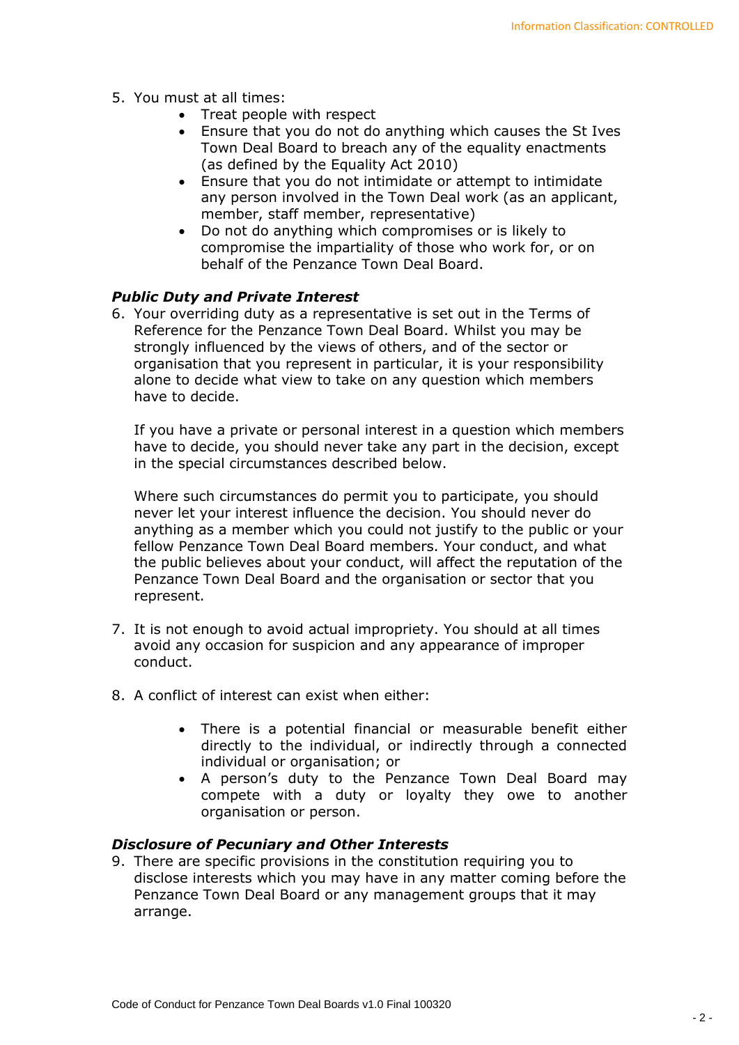5. You must at all times:
    - Treat people with respect
    - Ensure that you do not do anything which causes the St Ives Town Deal Board to breach any of the equality enactments (as defined by the Equality Act 2010)
    - Ensure that you do not intimidate or attempt to intimidate any person involved in the Town Deal work (as an applicant, member, staff member, representative)
    - Do not do anything which compromises or is likely to compromise the impartiality of those who work for, or on behalf of the Penzance Town Deal Board.

***Public Duty and Private Interest***

6. Your overriding duty as a representative is set out in the Terms of Reference for the Penzance Town Deal Board. Whilst you may be strongly influenced by the views of others, and of the sector or organisation that you represent in particular, it is your responsibility alone to decide what view to take on any question which members have to decide.

    If you have a private or personal interest in a question which members have to decide, you should never take any part in the decision, except in the special circumstances described below.

    Where such circumstances do permit you to participate, you should never let your interest influence the decision. You should never do anything as a member which you could not justify to the public or your fellow Penzance Town Deal Board members. Your conduct, and what the public believes about your conduct, will affect the reputation of the Penzance Town Deal Board and the organisation or sector that you represent.

7. It is not enough to avoid actual impropriety. You should at all times avoid any occasion for suspicion and any appearance of improper conduct.

8. A conflict of interest can exist when either:

    - There is a potential financial or measurable benefit either directly to the individual, or indirectly through a connected individual or organisation; or
    - A person's duty to the Penzance Town Deal Board may compete with a duty or loyalty they owe to another organisation or person.

***Disclosure of Pecuniary and Other Interests***

9. There are specific provisions in the constitution requiring you to disclose interests which you may have in any matter coming before the Penzance Town Deal Board or any management groups that it may arrange.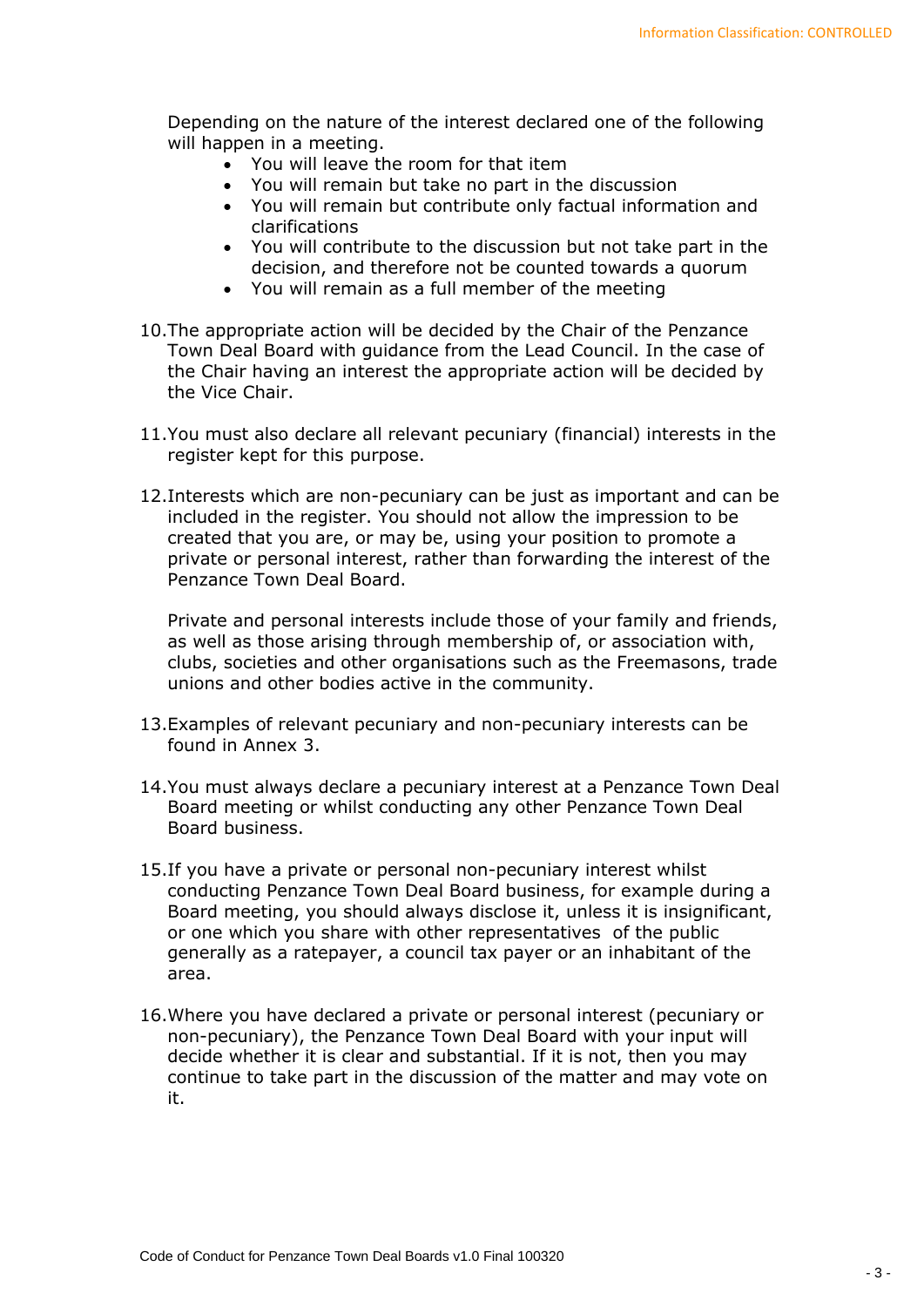Depending on the nature of the interest declared one of the following will happen in a meeting.

- You will leave the room for that item
- You will remain but take no part in the discussion
- You will remain but contribute only factual information and clarifications
- You will contribute to the discussion but not take part in the decision, and therefore not be counted towards a quorum
- You will remain as a full member of the meeting

10. The appropriate action will be decided by the Chair of the Penzance Town Deal Board with guidance from the Lead Council. In the case of the Chair having an interest the appropriate action will be decided by the Vice Chair.

11. You must also declare all relevant pecuniary (financial) interests in the register kept for this purpose.

12. Interests which are non-pecuniary can be just as important and can be included in the register. You should not allow the impression to be created that you are, or may be, using your position to promote a private or personal interest, rather than forwarding the interest of the Penzance Town Deal Board.

    Private and personal interests include those of your family and friends, as well as those arising through membership of, or association with, clubs, societies and other organisations such as the Freemasons, trade unions and other bodies active in the community.

13. Examples of relevant pecuniary and non-pecuniary interests can be found in Annex 3.

14. You must always declare a pecuniary interest at a Penzance Town Deal Board meeting or whilst conducting any other Penzance Town Deal Board business.

15. If you have a private or personal non-pecuniary interest whilst conducting Penzance Town Deal Board business, for example during a Board meeting, you should always disclose it, unless it is insignificant, or one which you share with other representatives of the public generally as a ratepayer, a council tax payer or an inhabitant of the area.

16. Where you have declared a private or personal interest (pecuniary or non-pecuniary), the Penzance Town Deal Board with your input will decide whether it is clear and substantial. If it is not, then you may continue to take part in the discussion of the matter and may vote on it.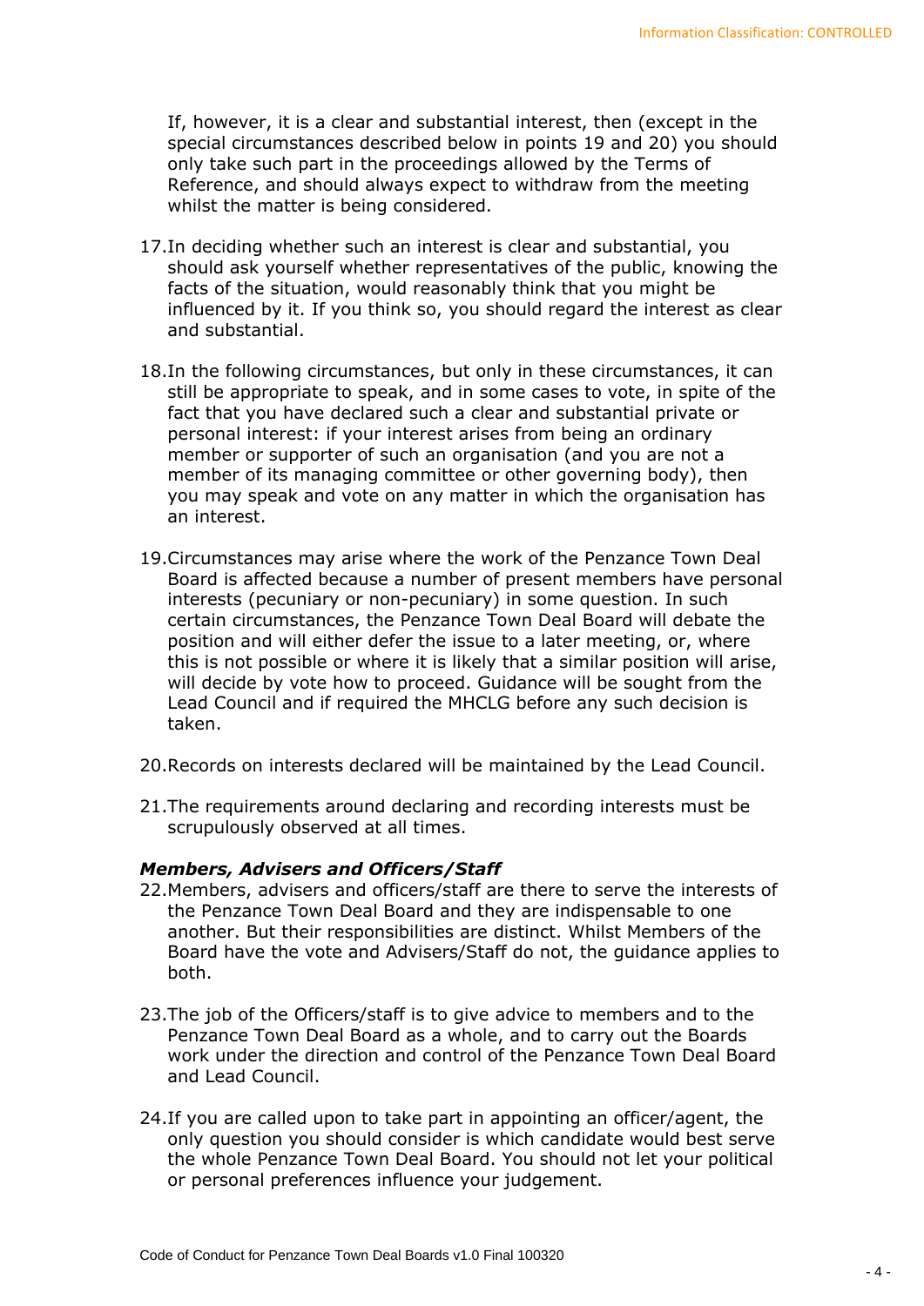If, however, it is a clear and substantial interest, then (except in the special circumstances described below in points 19 and 20) you should only take such part in the proceedings allowed by the Terms of Reference, and should always expect to withdraw from the meeting whilst the matter is being considered.

17. In deciding whether such an interest is clear and substantial, you should ask yourself whether representatives of the public, knowing the facts of the situation, would reasonably think that you might be influenced by it. If you think so, you should regard the interest as clear and substantial.

18. In the following circumstances, but only in these circumstances, it can still be appropriate to speak, and in some cases to vote, in spite of the fact that you have declared such a clear and substantial private or personal interest: if your interest arises from being an ordinary member or supporter of such an organisation (and you are not a member of its managing committee or other governing body), then you may speak and vote on any matter in which the organisation has an interest.

19. Circumstances may arise where the work of the Penzance Town Deal Board is affected because a number of present members have personal interests (pecuniary or non-pecuniary) in some question. In such certain circumstances, the Penzance Town Deal Board will debate the position and will either defer the issue to a later meeting, or, where this is not possible or where it is likely that a similar position will arise, will decide by vote how to proceed. Guidance will be sought from the Lead Council and if required the MHCLG before any such decision is taken.

20. Records on interests declared will be maintained by the Lead Council.

21. The requirements around declaring and recording interests must be scrupulously observed at all times.

### *Members, Advisers and Officers/Staff*

22. Members, advisers and officers/staff are there to serve the interests of the Penzance Town Deal Board and they are indispensable to one another. But their responsibilities are distinct. Whilst Members of the Board have the vote and Advisers/Staff do not, the guidance applies to both.

23. The job of the Officers/staff is to give advice to members and to the Penzance Town Deal Board as a whole, and to carry out the Boards work under the direction and control of the Penzance Town Deal Board and Lead Council.

24. If you are called upon to take part in appointing an officer/agent, the only question you should consider is which candidate would best serve the whole Penzance Town Deal Board. You should not let your political or personal preferences influence your judgement.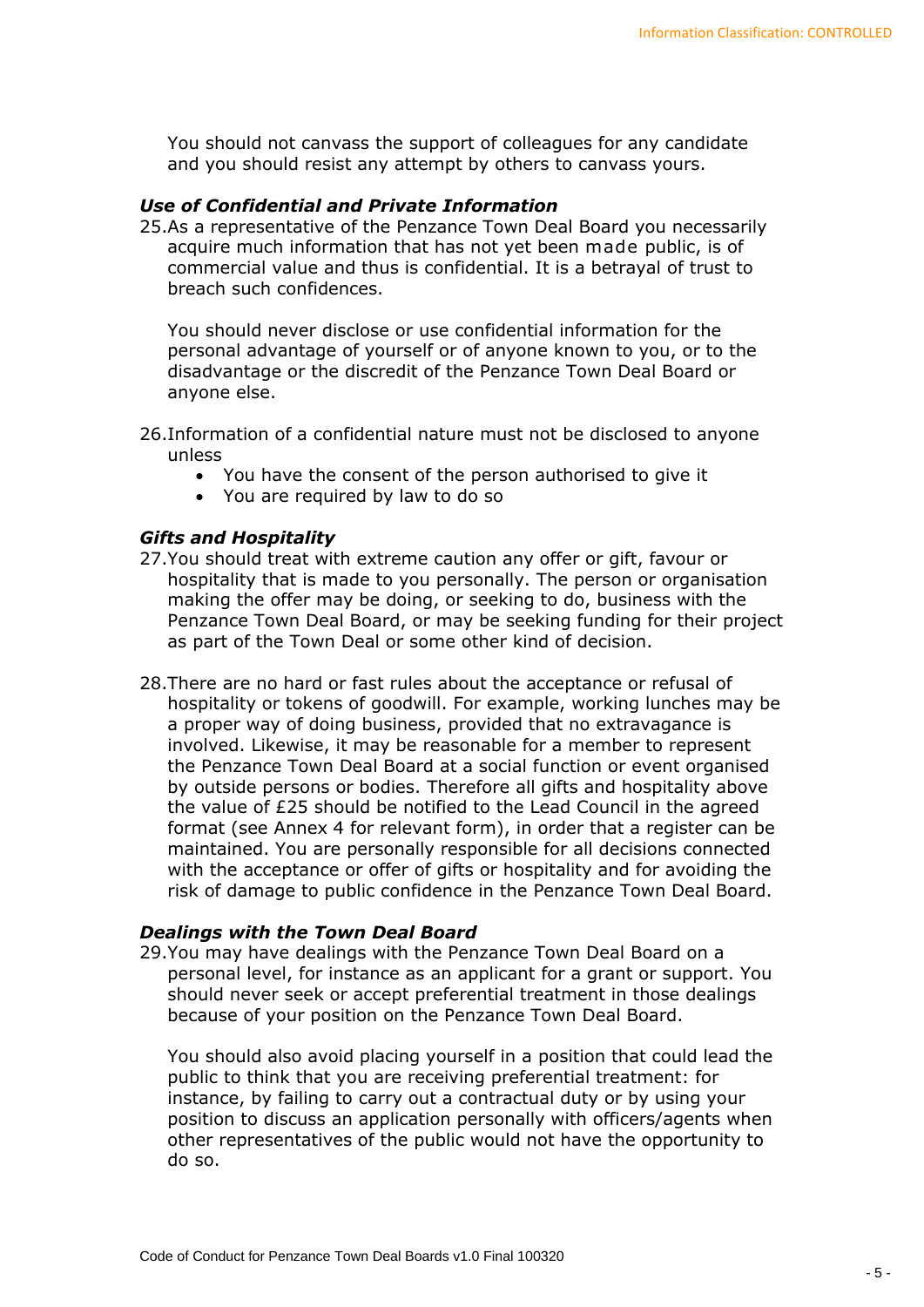You should not canvass the support of colleagues for any candidate and you should resist any attempt by others to canvass yours.

### *Use of Confidential and Private Information*

25. As a representative of the Penzance Town Deal Board you necessarily acquire much information that has not yet been made public, is of commercial value and thus is confidential. It is a betrayal of trust to breach such confidences.

    You should never disclose or use confidential information for the personal advantage of yourself or of anyone known to you, or to the disadvantage or the discredit of the Penzance Town Deal Board or anyone else.

26. Information of a confidential nature must not be disclosed to anyone unless
    - You have the consent of the person authorised to give it
    - You are required by law to do so

### *Gifts and Hospitality*

27. You should treat with extreme caution any offer or gift, favour or hospitality that is made to you personally. The person or organisation making the offer may be doing, or seeking to do, business with the Penzance Town Deal Board, or may be seeking funding for their project as part of the Town Deal or some other kind of decision.

28. There are no hard or fast rules about the acceptance or refusal of hospitality or tokens of goodwill. For example, working lunches may be a proper way of doing business, provided that no extravagance is involved. Likewise, it may be reasonable for a member to represent the Penzance Town Deal Board at a social function or event organised by outside persons or bodies. Therefore all gifts and hospitality above the value of £25 should be notified to the Lead Council in the agreed format (see Annex 4 for relevant form), in order that a register can be maintained. You are personally responsible for all decisions connected with the acceptance or offer of gifts or hospitality and for avoiding the risk of damage to public confidence in the Penzance Town Deal Board.

### *Dealings with the Town Deal Board*

29. You may have dealings with the Penzance Town Deal Board on a personal level, for instance as an applicant for a grant or support. You should never seek or accept preferential treatment in those dealings because of your position on the Penzance Town Deal Board.

    You should also avoid placing yourself in a position that could lead the public to think that you are receiving preferential treatment: for instance, by failing to carry out a contractual duty or by using your position to discuss an application personally with officers/agents when other representatives of the public would not have the opportunity to do so.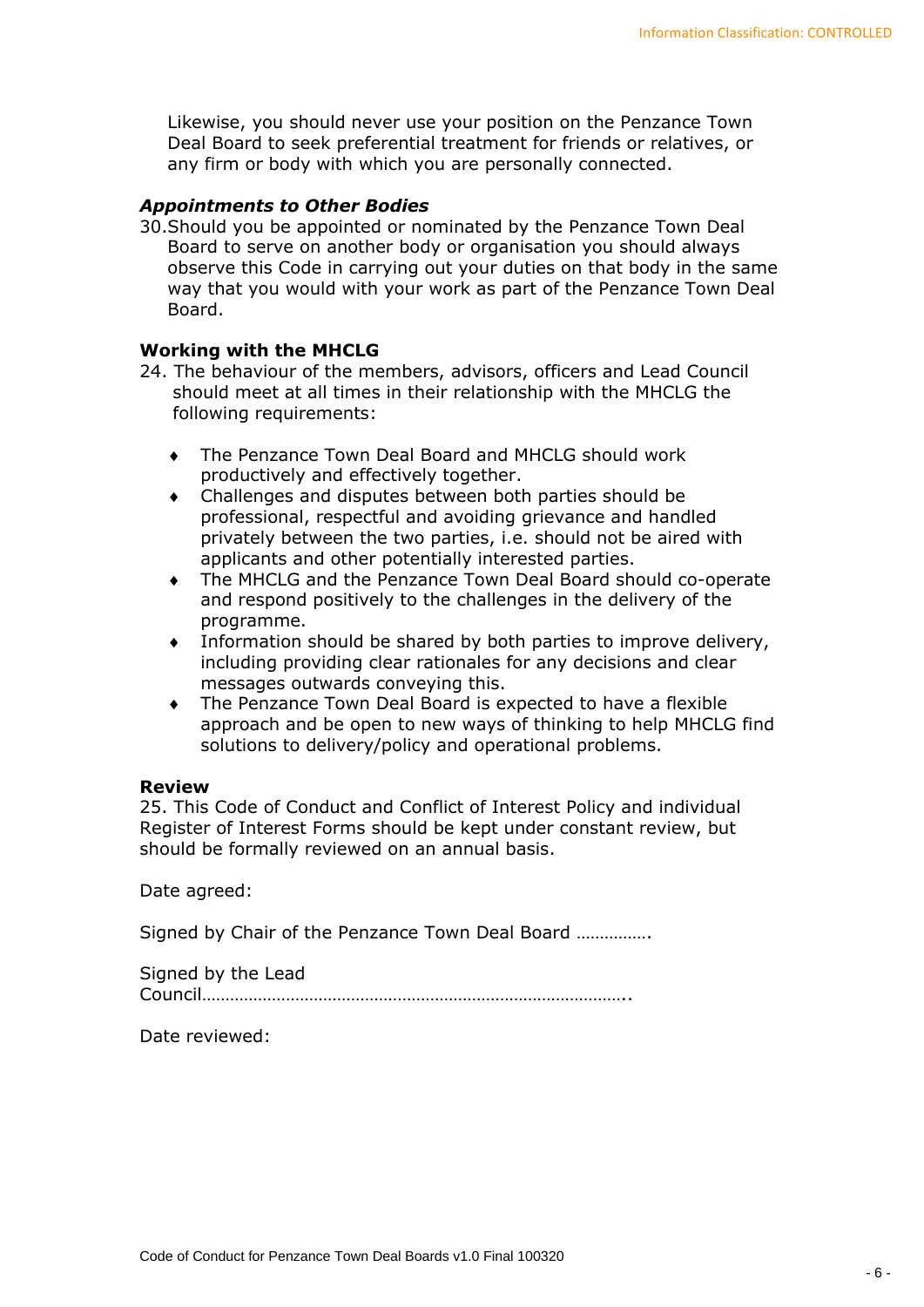Likewise, you should never use your position on the Penzance Town Deal Board to seek preferential treatment for friends or relatives, or any firm or body with which you are personally connected.

***Appointments to Other Bodies***

30.Should you be appointed or nominated by the Penzance Town Deal Board to serve on another body or organisation you should always observe this Code in carrying out your duties on that body in the same way that you would with your work as part of the Penzance Town Deal Board.

**Working with the MHCLG**

24. The behaviour of the members, advisors, officers and Lead Council should meet at all times in their relationship with the MHCLG the following requirements:

- The Penzance Town Deal Board and MHCLG should work productively and effectively together.
- Challenges and disputes between both parties should be professional, respectful and avoiding grievance and handled privately between the two parties, i.e. should not be aired with applicants and other potentially interested parties.
- The MHCLG and the Penzance Town Deal Board should co-operate and respond positively to the challenges in the delivery of the programme.
- Information should be shared by both parties to improve delivery, including providing clear rationales for any decisions and clear messages outwards conveying this.
- The Penzance Town Deal Board is expected to have a flexible approach and be open to new ways of thinking to help MHCLG find solutions to delivery/policy and operational problems.

**Review**

25. This Code of Conduct and Conflict of Interest Policy and individual Register of Interest Forms should be kept under constant review, but should be formally reviewed on an annual basis.

Date agreed:

Signed by Chair of the Penzance Town Deal Board …………….

Signed by the Lead Council……………………………………………………………………………..

Date reviewed: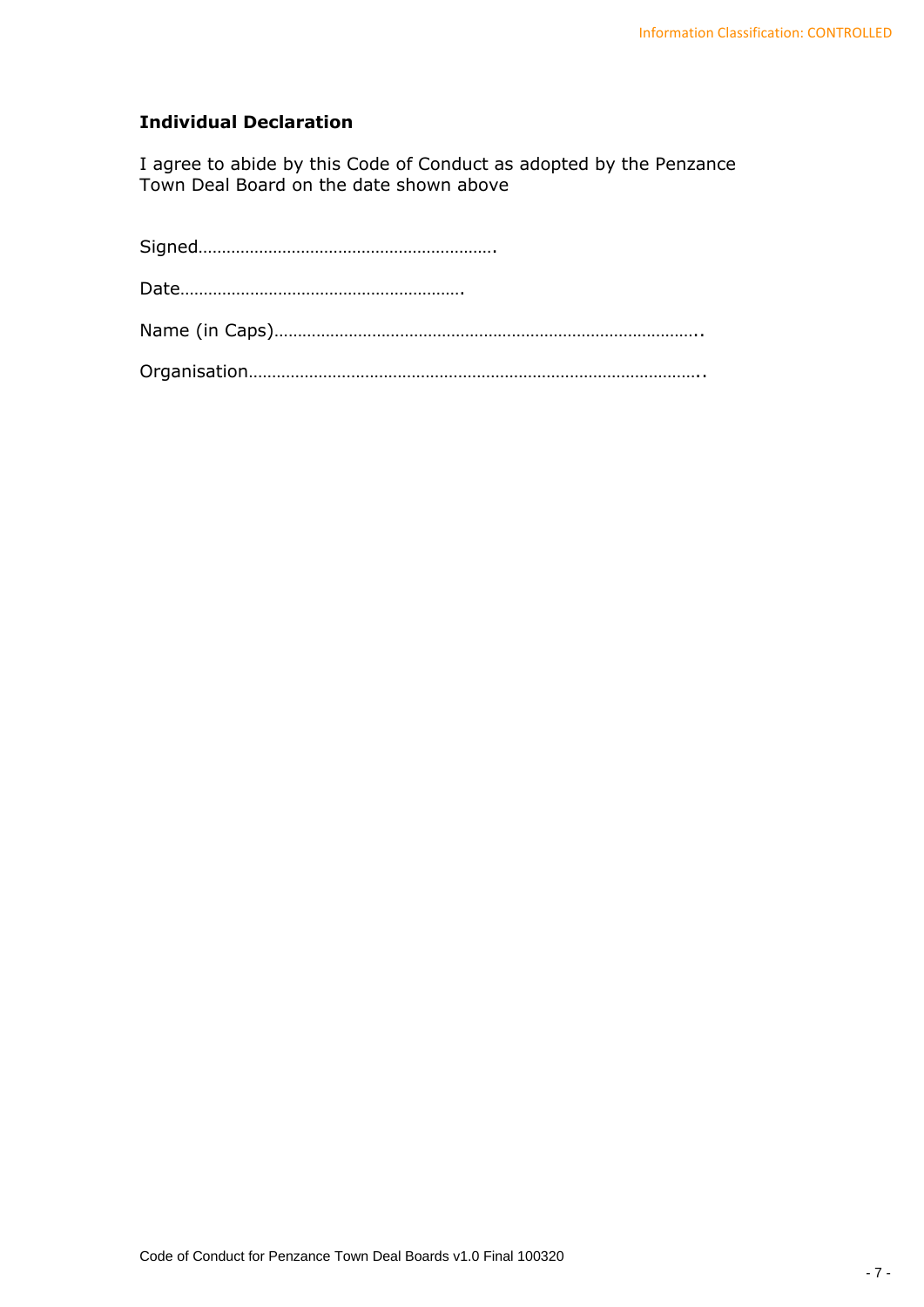### Individual Declaration

I agree to abide by this Code of Conduct as adopted by the Penzance Town Deal Board on the date shown above

Signed……………………………………………………….

Date…………………………………………………….

Name (in Caps)………………………………………………………………………………..

Organisation……………………………………………………………………………………..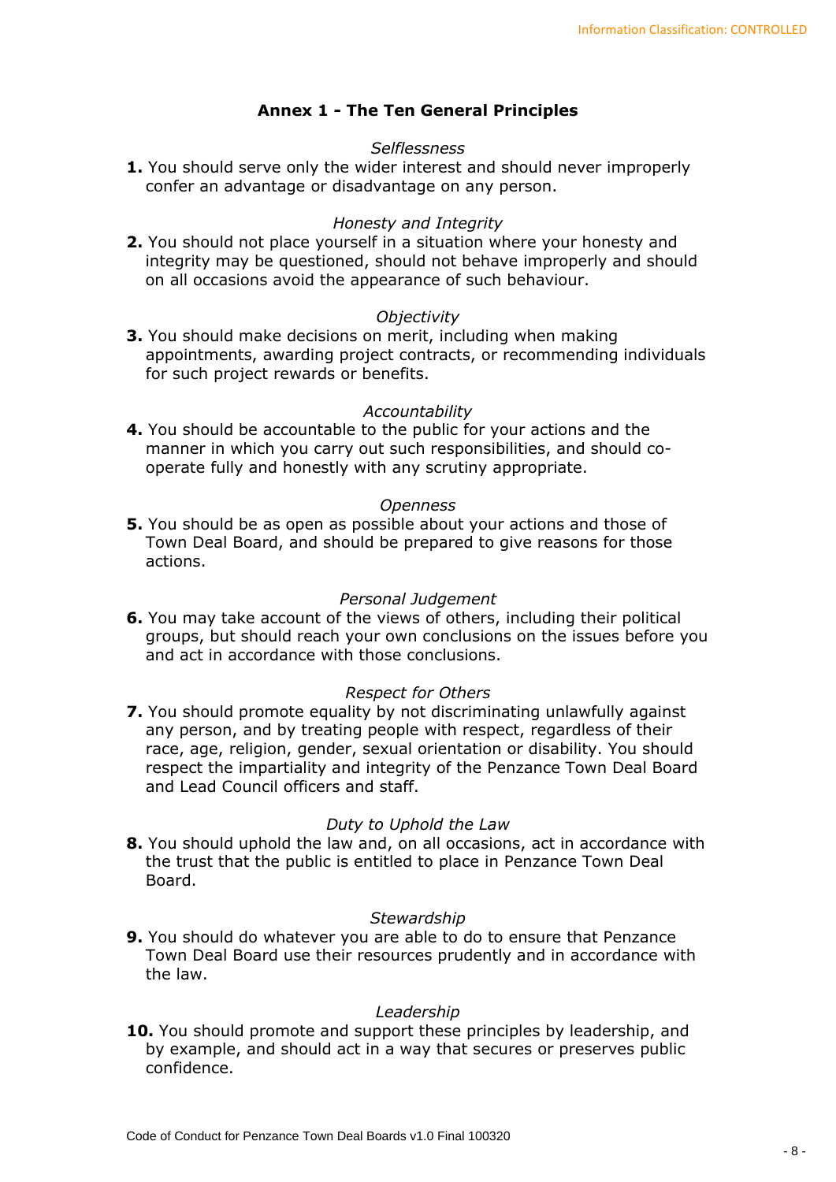## Annex 1 - The Ten General Principles

*Selflessness*

**1.** You should serve only the wider interest and should never improperly confer an advantage or disadvantage on any person.

*Honesty and Integrity*

**2.** You should not place yourself in a situation where your honesty and integrity may be questioned, should not behave improperly and should on all occasions avoid the appearance of such behaviour.

*Objectivity*

**3.** You should make decisions on merit, including when making appointments, awarding project contracts, or recommending individuals for such project rewards or benefits.

*Accountability*

**4.** You should be accountable to the public for your actions and the manner in which you carry out such responsibilities, and should co-operate fully and honestly with any scrutiny appropriate.

*Openness*

**5.** You should be as open as possible about your actions and those of Town Deal Board, and should be prepared to give reasons for those actions.

*Personal Judgement*

**6.** You may take account of the views of others, including their political groups, but should reach your own conclusions on the issues before you and act in accordance with those conclusions.

*Respect for Others*

**7.** You should promote equality by not discriminating unlawfully against any person, and by treating people with respect, regardless of their race, age, religion, gender, sexual orientation or disability. You should respect the impartiality and integrity of the Penzance Town Deal Board and Lead Council officers and staff.

*Duty to Uphold the Law*

**8.** You should uphold the law and, on all occasions, act in accordance with the trust that the public is entitled to place in Penzance Town Deal Board.

*Stewardship*

**9.** You should do whatever you are able to do to ensure that Penzance Town Deal Board use their resources prudently and in accordance with the law.

*Leadership*

**10.** You should promote and support these principles by leadership, and by example, and should act in a way that secures or preserves public confidence.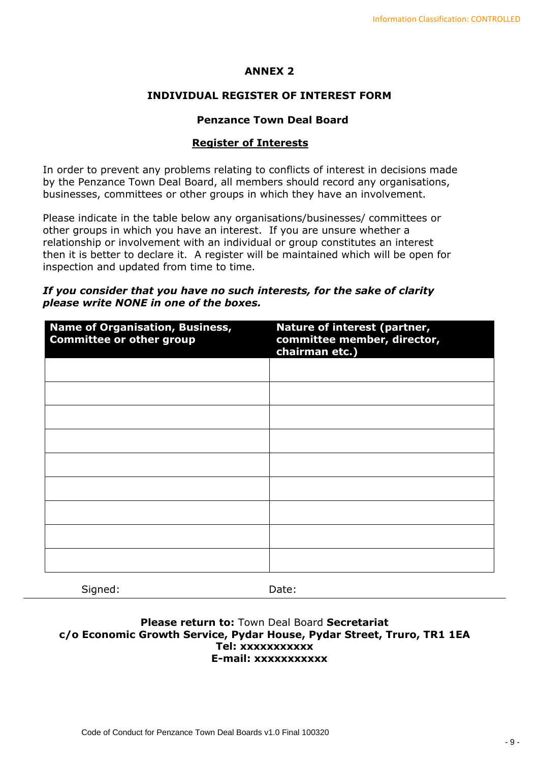# ANNEX 2

## INDIVIDUAL REGISTER OF INTEREST FORM

### Penzance Town Deal Board

### Register of Interests

In order to prevent any problems relating to conflicts of interest in decisions made by the Penzance Town Deal Board, all members should record any organisations, businesses, committees or other groups in which they have an involvement.

Please indicate in the table below any organisations/businesses/ committees or other groups in which you have an interest. If you are unsure whether a relationship or involvement with an individual or group constitutes an interest then it is better to declare it. A register will be maintained which will be open for inspection and updated from time to time.

***If you consider that you have no such interests, for the sake of clarity please write NONE in one of the boxes.***

| Name of Organisation, Business, Committee or other group | Nature of interest (partner, committee member, director, chairman etc.) |
|---|---|
| | |
| | |
| | |
| | |
| | |
| | |
| | |
| | |
| | |

Signed: Date:

**Please return to:** Town Deal Board **Secretariat**
**c/o Economic Growth Service, Pydar House, Pydar Street, Truro, TR1 1EA**
**Tel: xxxxxxxxxxx**
**E-mail: xxxxxxxxxxx**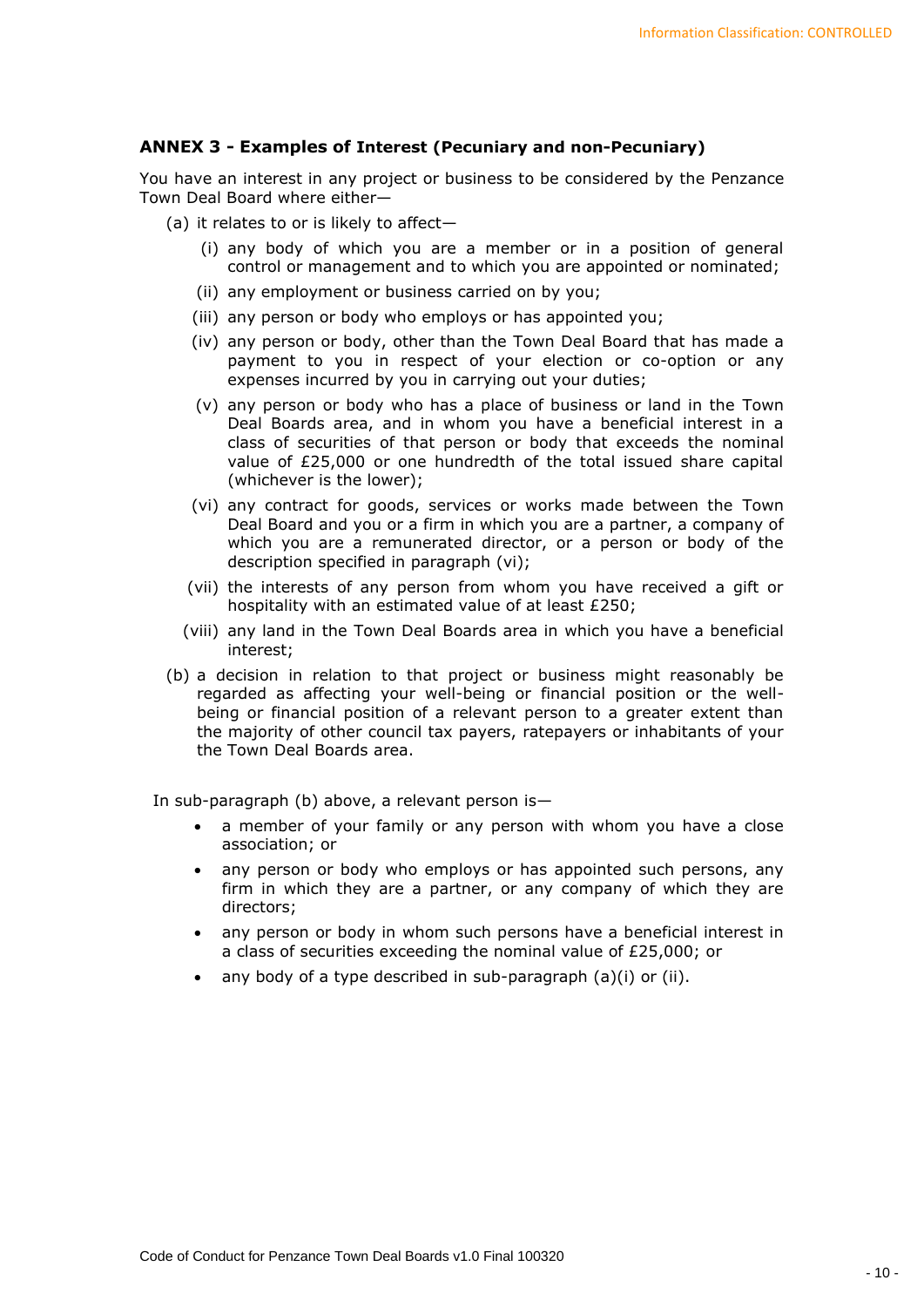### ANNEX 3 - Examples of Interest (Pecuniary and non-Pecuniary)

You have an interest in any project or business to be considered by the Penzance Town Deal Board where either—

(a) it relates to or is likely to affect—

- (i) any body of which you are a member or in a position of general control or management and to which you are appointed or nominated;
- (ii) any employment or business carried on by you;
- (iii) any person or body who employs or has appointed you;
- (iv) any person or body, other than the Town Deal Board that has made a payment to you in respect of your election or co-option or any expenses incurred by you in carrying out your duties;
- (v) any person or body who has a place of business or land in the Town Deal Boards area, and in whom you have a beneficial interest in a class of securities of that person or body that exceeds the nominal value of £25,000 or one hundredth of the total issued share capital (whichever is the lower);
- (vi) any contract for goods, services or works made between the Town Deal Board and you or a firm in which you are a partner, a company of which you are a remunerated director, or a person or body of the description specified in paragraph (vi);
- (vii) the interests of any person from whom you have received a gift or hospitality with an estimated value of at least £250;
- (viii) any land in the Town Deal Boards area in which you have a beneficial interest;

(b) a decision in relation to that project or business might reasonably be regarded as affecting your well-being or financial position or the well-being or financial position of a relevant person to a greater extent than the majority of other council tax payers, ratepayers or inhabitants of your the Town Deal Boards area.

In sub-paragraph (b) above, a relevant person is—

- a member of your family or any person with whom you have a close association; or
- any person or body who employs or has appointed such persons, any firm in which they are a partner, or any company of which they are directors;
- any person or body in whom such persons have a beneficial interest in a class of securities exceeding the nominal value of £25,000; or
- any body of a type described in sub-paragraph (a)(i) or (ii).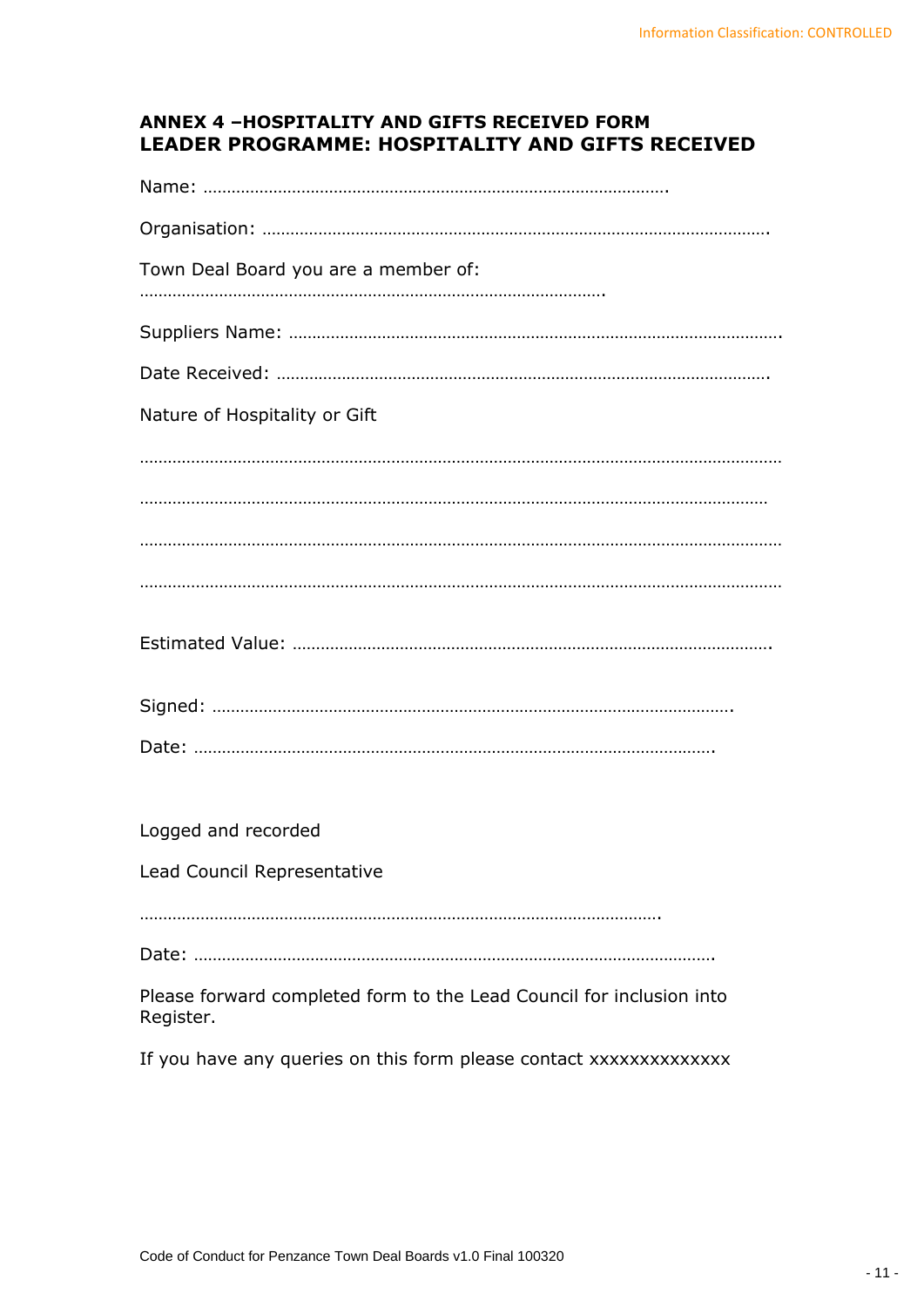## ANNEX 4 –HOSPITALITY AND GIFTS RECEIVED FORM
## LEADER PROGRAMME: HOSPITALITY AND GIFTS RECEIVED

Name: …………………………………………………………………………………….

Organisation: ……………………………………………………………………………………………….

Town Deal Board you are a member of:
……………………………………………………………………………………….

Suppliers Name: …………………………………………………………………………………………….

Date Received: …………………………………………………………………………………………….

Nature of Hospitality or Gift

……………………………………………………………………………………………………………………

…………………………………………………………………………………………………………………

……………………………………………………………………………………………………………………

……………………………………………………………………………………………………………………

Estimated Value: ………………………………………………………………………………………….

Signed: ………………………………………………………………………………………………….

Date: ………………………………………………………………………………………………….

Logged and recorded

Lead Council Representative

…………………………………………………………………………………………………….

Date: ………………………………………………………………………………………………….

Please forward completed form to the Lead Council for inclusion into Register.

If you have any queries on this form please contact xxxxxxxxxxxxxx